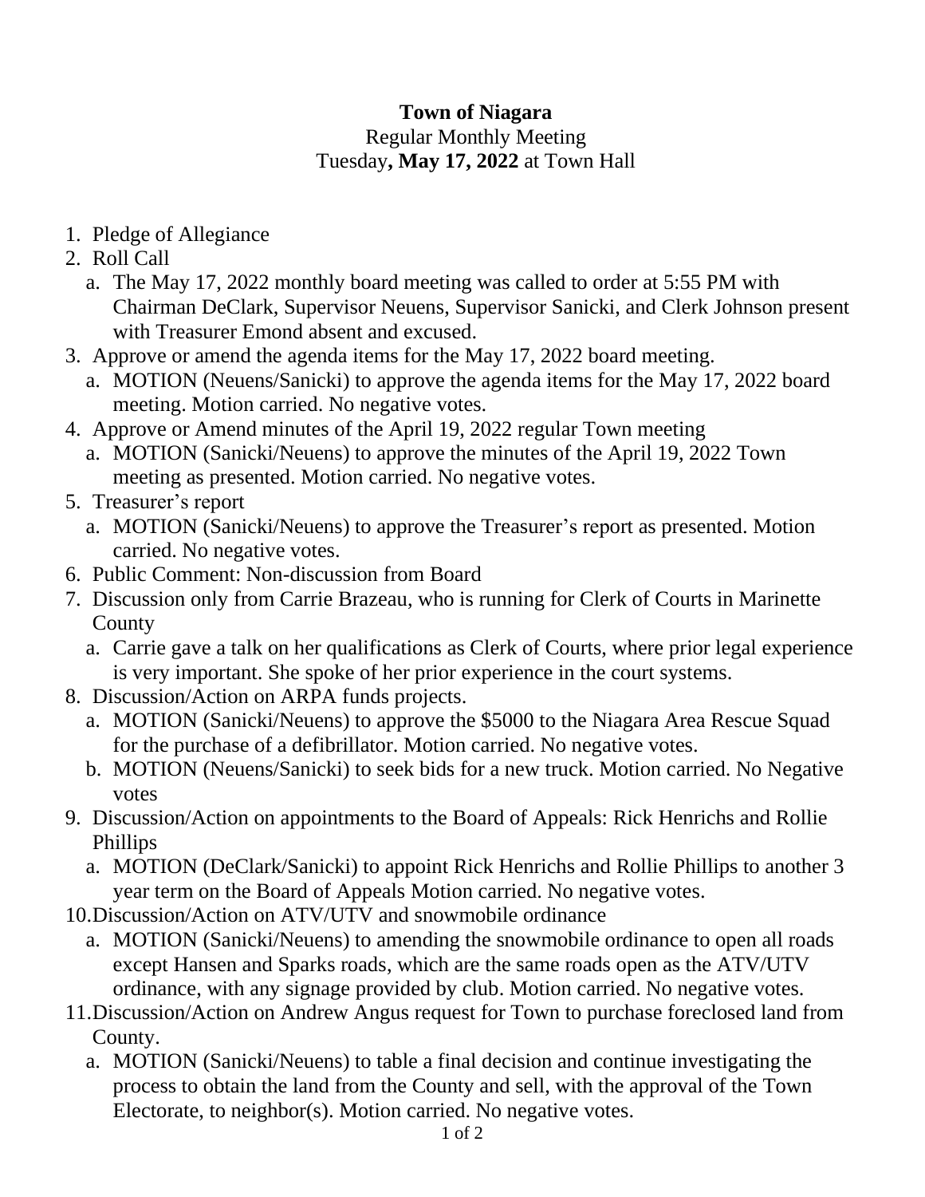# Town of Niagara

Regular Monthly Meeting

Tuesday**, May 17, 2022** at Town Hall

1. Pledge of Allegiance
2. Roll Call
   a. The May 17, 2022 monthly board meeting was called to order at 5:55 PM with Chairman DeClark, Supervisor Neuens, Supervisor Sanicki, and Clerk Johnson present with Treasurer Emond absent and excused.
3. Approve or amend the agenda items for the May 17, 2022 board meeting.
   a. MOTION (Neuens/Sanicki) to approve the agenda items for the May 17, 2022 board meeting. Motion carried. No negative votes.
4. Approve or Amend minutes of the April 19, 2022 regular Town meeting
   a. MOTION (Sanicki/Neuens) to approve the minutes of the April 19, 2022 Town meeting as presented. Motion carried. No negative votes.
5. Treasurer's report
   a. MOTION (Sanicki/Neuens) to approve the Treasurer's report as presented. Motion carried. No negative votes.
6. Public Comment: Non-discussion from Board
7. Discussion only from Carrie Brazeau, who is running for Clerk of Courts in Marinette County
   a. Carrie gave a talk on her qualifications as Clerk of Courts, where prior legal experience is very important. She spoke of her prior experience in the court systems.
8. Discussion/Action on ARPA funds projects.
   a. MOTION (Sanicki/Neuens) to approve the $5000 to the Niagara Area Rescue Squad for the purchase of a defibrillator. Motion carried. No negative votes.
   b. MOTION (Neuens/Sanicki) to seek bids for a new truck. Motion carried. No Negative votes
9. Discussion/Action on appointments to the Board of Appeals: Rick Henrichs and Rollie Phillips
   a. MOTION (DeClark/Sanicki) to appoint Rick Henrichs and Rollie Phillips to another 3 year term on the Board of Appeals Motion carried. No negative votes.
10. Discussion/Action on ATV/UTV and snowmobile ordinance
    a. MOTION (Sanicki/Neuens) to amending the snowmobile ordinance to open all roads except Hansen and Sparks roads, which are the same roads open as the ATV/UTV ordinance, with any signage provided by club. Motion carried. No negative votes.
11. Discussion/Action on Andrew Angus request for Town to purchase foreclosed land from County.
    a. MOTION (Sanicki/Neuens) to table a final decision and continue investigating the process to obtain the land from the County and sell, with the approval of the Town Electorate, to neighbor(s). Motion carried. No negative votes.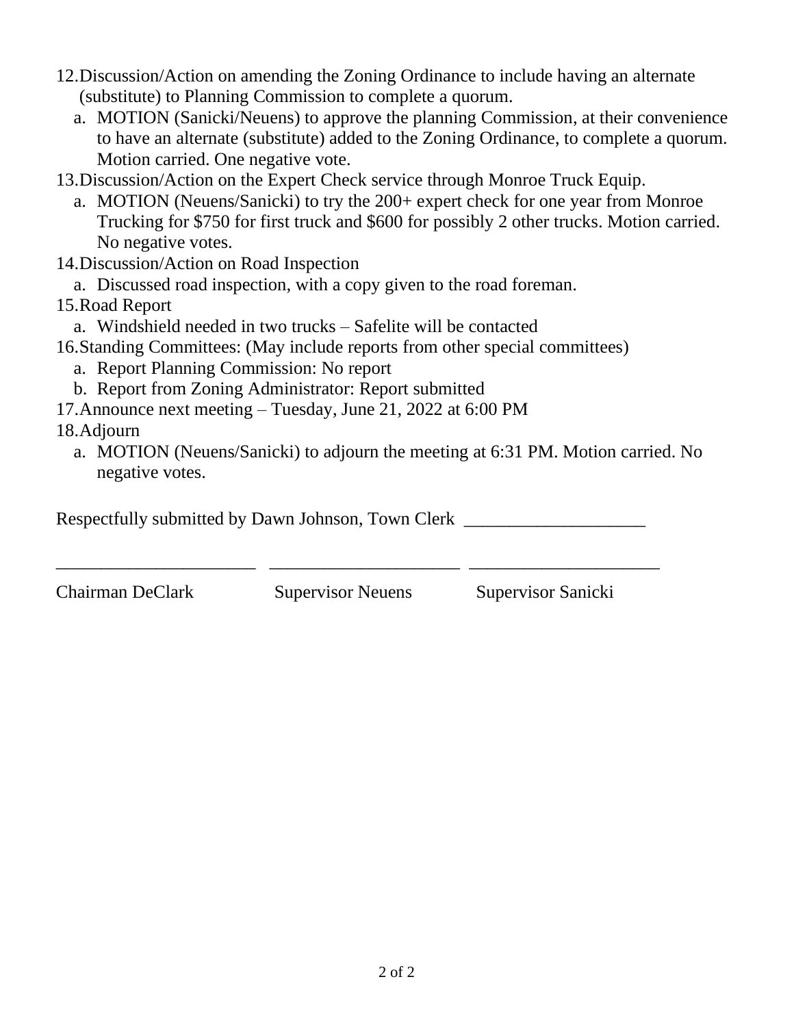12. Discussion/Action on amending the Zoning Ordinance to include having an alternate (substitute) to Planning Commission to complete a quorum.
    a. MOTION (Sanicki/Neuens) to approve the planning Commission, at their convenience to have an alternate (substitute) added to the Zoning Ordinance, to complete a quorum. Motion carried. One negative vote.
13. Discussion/Action on the Expert Check service through Monroe Truck Equip.
    a. MOTION (Neuens/Sanicki) to try the 200+ expert check for one year from Monroe Trucking for $750 for first truck and $600 for possibly 2 other trucks. Motion carried. No negative votes.
14. Discussion/Action on Road Inspection
    a. Discussed road inspection, with a copy given to the road foreman.
15. Road Report
    a. Windshield needed in two trucks – Safelite will be contacted
16. Standing Committees: (May include reports from other special committees)
    a. Report Planning Commission: No report
    b. Report from Zoning Administrator: Report submitted
17. Announce next meeting – Tuesday, June 21, 2022 at 6:00 PM
18. Adjourn
    a. MOTION (Neuens/Sanicki) to adjourn the meeting at 6:31 PM. Motion carried. No negative votes.

Respectfully submitted by Dawn Johnson, Town Clerk ____________________

______________________ ______________________ ______________________

Chairman DeClark Supervisor Neuens Supervisor Sanicki